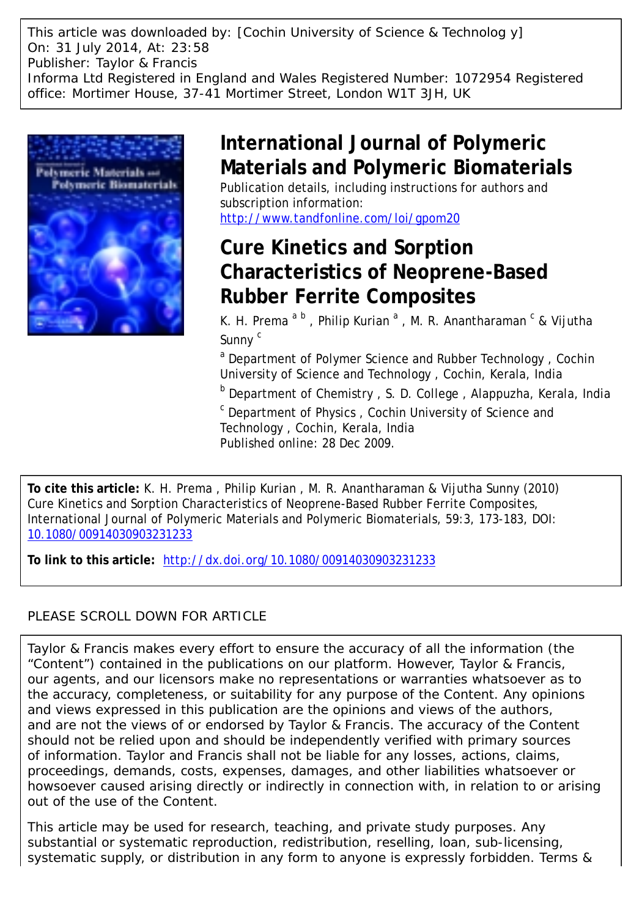This article was downloaded by: [Cochin University of Science & Technolog y]
On: 31 July 2014, At: 23:58
Publisher: Taylor & Francis
Informa Ltd Registered in England and Wales Registered Number: 1072954 Registered office: Mortimer House, 37-41 Mortimer Street, London W1T 3JH, UK

# International Journal of Polymeric Materials and Polymeric Biomaterials

Publication details, including instructions for authors and subscription information:
http://www.tandfonline.com/loi/gpom20

## Cure Kinetics and Sorption Characteristics of Neoprene-Based Rubber Ferrite Composites

K. H. Prema [a b], Philip Kurian [a], M. R. Anantharaman [c] & Vijutha Sunny [c]

[a] Department of Polymer Science and Rubber Technology, Cochin University of Science and Technology, Cochin, Kerala, India

[b] Department of Chemistry, S. D. College, Alappuzha, Kerala, India

[c] Department of Physics, Cochin University of Science and Technology, Cochin, Kerala, India

Published online: 28 Dec 2009.

**To cite this article:** K. H. Prema, Philip Kurian, M. R. Anantharaman & Vijutha Sunny (2010) Cure Kinetics and Sorption Characteristics of Neoprene-Based Rubber Ferrite Composites, International Journal of Polymeric Materials and Polymeric Biomaterials, 59:3, 173-183, DOI: 10.1080/00914030903231233

**To link to this article:** http://dx.doi.org/10.1080/00914030903231233

PLEASE SCROLL DOWN FOR ARTICLE

Taylor & Francis makes every effort to ensure the accuracy of all the information (the "Content") contained in the publications on our platform. However, Taylor & Francis, our agents, and our licensors make no representations or warranties whatsoever as to the accuracy, completeness, or suitability for any purpose of the Content. Any opinions and views expressed in this publication are the opinions and views of the authors, and are not the views of or endorsed by Taylor & Francis. The accuracy of the Content should not be relied upon and should be independently verified with primary sources of information. Taylor and Francis shall not be liable for any losses, actions, claims, proceedings, demands, costs, expenses, damages, and other liabilities whatsoever or howsoever caused arising directly or indirectly in connection with, in relation to or arising out of the use of the Content.

This article may be used for research, teaching, and private study purposes. Any substantial or systematic reproduction, redistribution, reselling, loan, sub-licensing, systematic supply, or distribution in any form to anyone is expressly forbidden. Terms &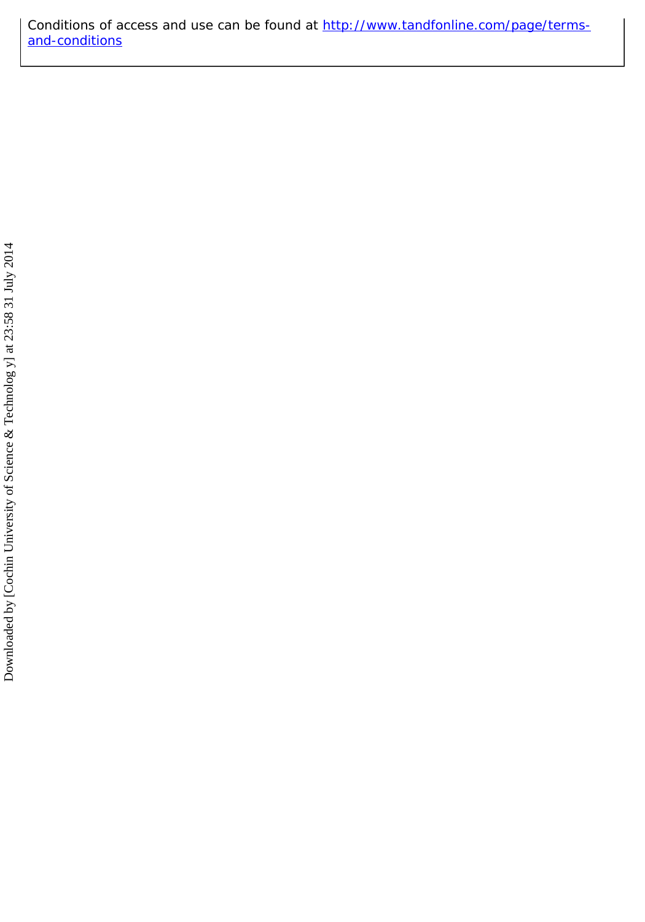Conditions of access and use can be found at http://www.tandfonline.com/page/terms-and-conditions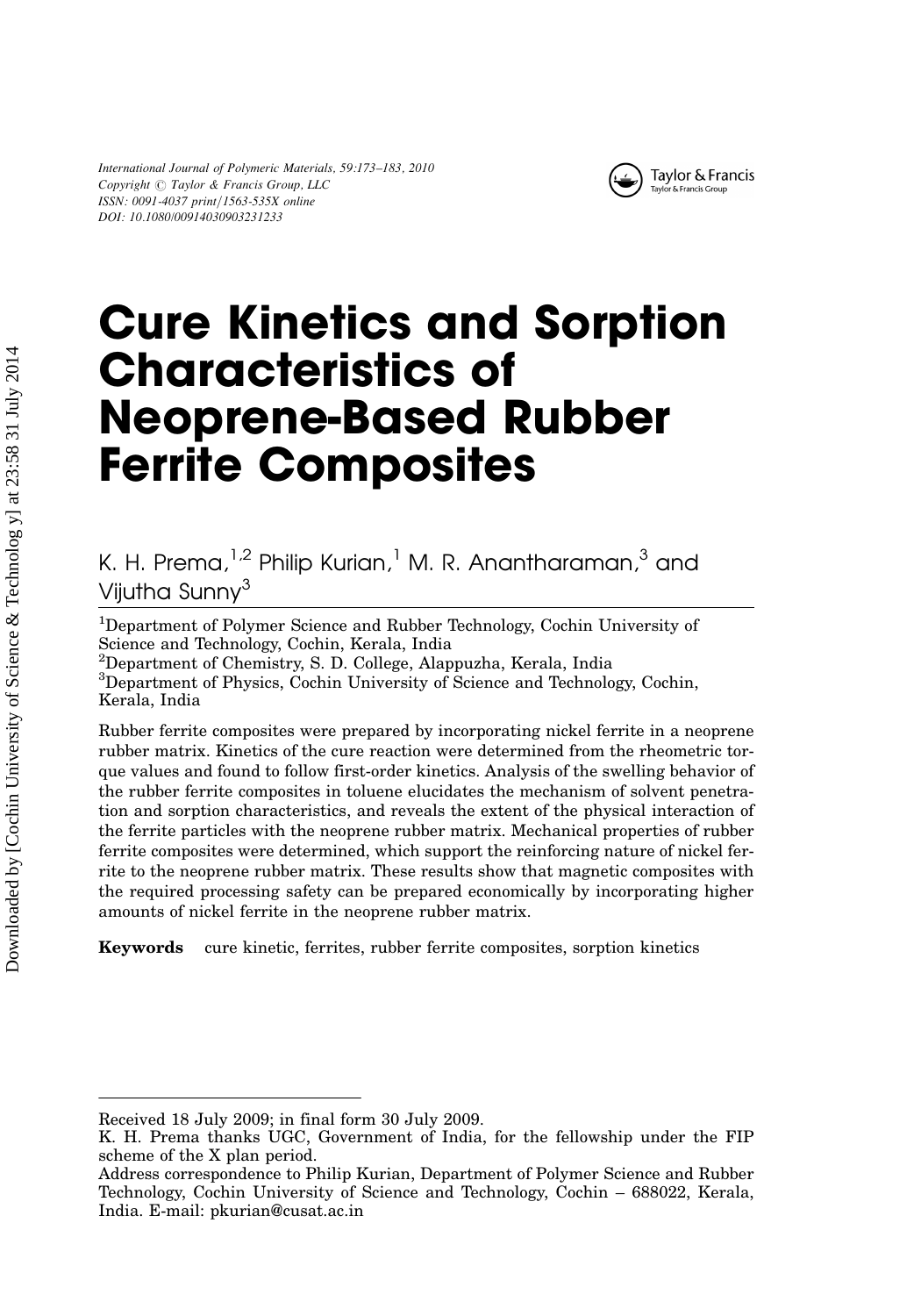# Cure Kinetics and Sorption Characteristics of Neoprene-Based Rubber Ferrite Composites

K. H. Prema,[1,2] Philip Kurian,[1] M. R. Anantharaman,[3] and Vijutha Sunny[3]

[1]Department of Polymer Science and Rubber Technology, Cochin University of Science and Technology, Cochin, Kerala, India
[2]Department of Chemistry, S. D. College, Alappuzha, Kerala, India
[3]Department of Physics, Cochin University of Science and Technology, Cochin, Kerala, India

Rubber ferrite composites were prepared by incorporating nickel ferrite in a neoprene rubber matrix. Kinetics of the cure reaction were determined from the rheometric torque values and found to follow first-order kinetics. Analysis of the swelling behavior of the rubber ferrite composites in toluene elucidates the mechanism of solvent penetration and sorption characteristics, and reveals the extent of the physical interaction of the ferrite particles with the neoprene rubber matrix. Mechanical properties of rubber ferrite composites were determined, which support the reinforcing nature of nickel ferrite to the neoprene rubber matrix. These results show that magnetic composites with the required processing safety can be prepared economically by incorporating higher amounts of nickel ferrite in the neoprene rubber matrix.

**Keywords** cure kinetic, ferrites, rubber ferrite composites, sorption kinetics

---

Received 18 July 2009; in final form 30 July 2009.

K. H. Prema thanks UGC, Government of India, for the fellowship under the FIP scheme of the X plan period.

Address correspondence to Philip Kurian, Department of Polymer Science and Rubber Technology, Cochin University of Science and Technology, Cochin – 688022, Kerala, India. E-mail: pkurian@cusat.ac.in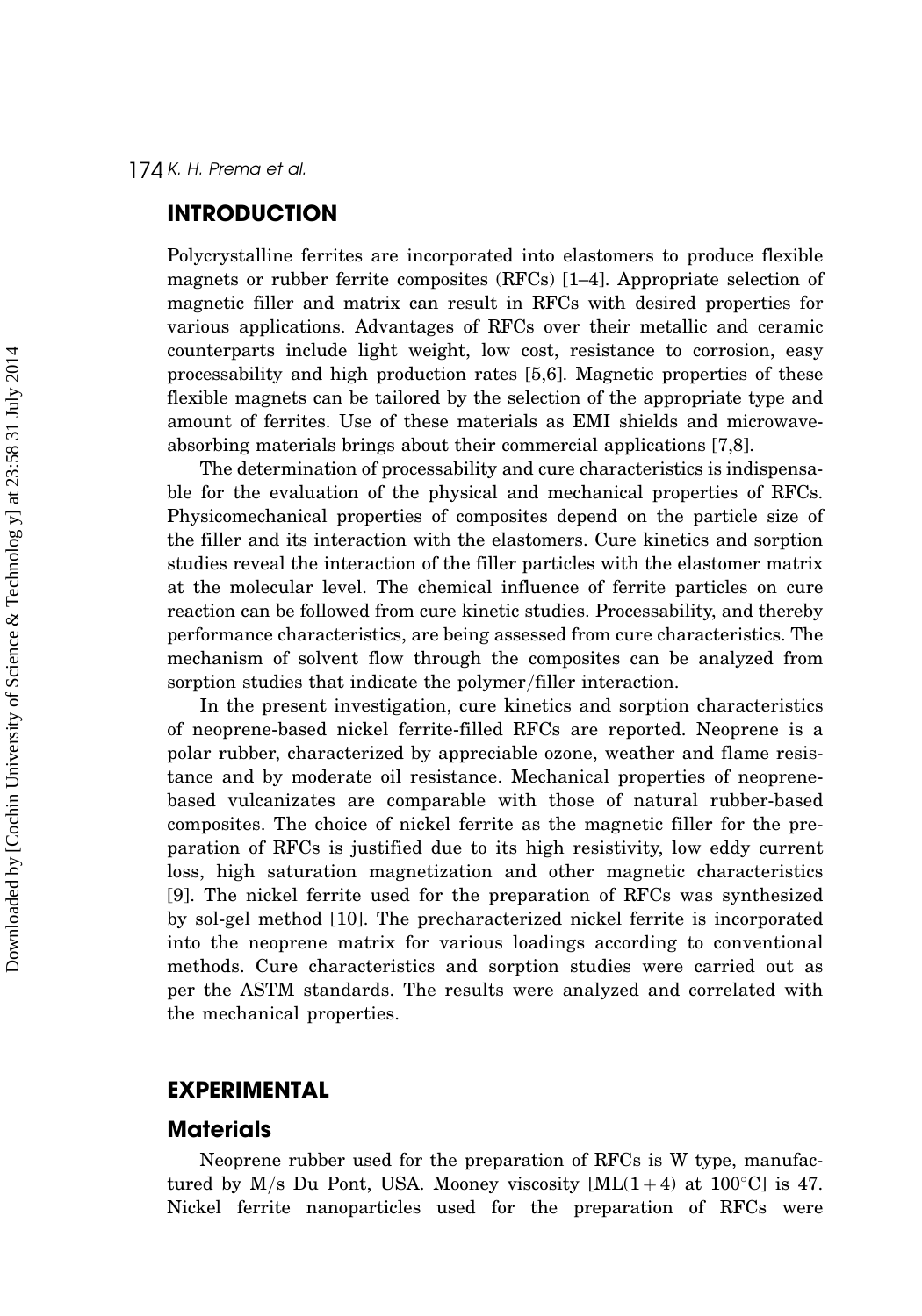## INTRODUCTION

Polycrystalline ferrites are incorporated into elastomers to produce flexible magnets or rubber ferrite composites (RFCs) [1–4]. Appropriate selection of magnetic filler and matrix can result in RFCs with desired properties for various applications. Advantages of RFCs over their metallic and ceramic counterparts include light weight, low cost, resistance to corrosion, easy processability and high production rates [5,6]. Magnetic properties of these flexible magnets can be tailored by the selection of the appropriate type and amount of ferrites. Use of these materials as EMI shields and microwave-absorbing materials brings about their commercial applications [7,8].

The determination of processability and cure characteristics is indispensable for the evaluation of the physical and mechanical properties of RFCs. Physicomechanical properties of composites depend on the particle size of the filler and its interaction with the elastomers. Cure kinetics and sorption studies reveal the interaction of the filler particles with the elastomer matrix at the molecular level. The chemical influence of ferrite particles on cure reaction can be followed from cure kinetic studies. Processability, and thereby performance characteristics, are being assessed from cure characteristics. The mechanism of solvent flow through the composites can be analyzed from sorption studies that indicate the polymer/filler interaction.

In the present investigation, cure kinetics and sorption characteristics of neoprene-based nickel ferrite-filled RFCs are reported. Neoprene is a polar rubber, characterized by appreciable ozone, weather and flame resistance and by moderate oil resistance. Mechanical properties of neoprene-based vulcanizates are comparable with those of natural rubber-based composites. The choice of nickel ferrite as the magnetic filler for the preparation of RFCs is justified due to its high resistivity, low eddy current loss, high saturation magnetization and other magnetic characteristics [9]. The nickel ferrite used for the preparation of RFCs was synthesized by sol-gel method [10]. The precharacterized nickel ferrite is incorporated into the neoprene matrix for various loadings according to conventional methods. Cure characteristics and sorption studies were carried out as per the ASTM standards. The results were analyzed and correlated with the mechanical properties.

## EXPERIMENTAL

### Materials

Neoprene rubber used for the preparation of RFCs is W type, manufactured by M/s Du Pont, USA. Mooney viscosity [ML(1 + 4) at 100°C] is 47. Nickel ferrite nanoparticles used for the preparation of RFCs were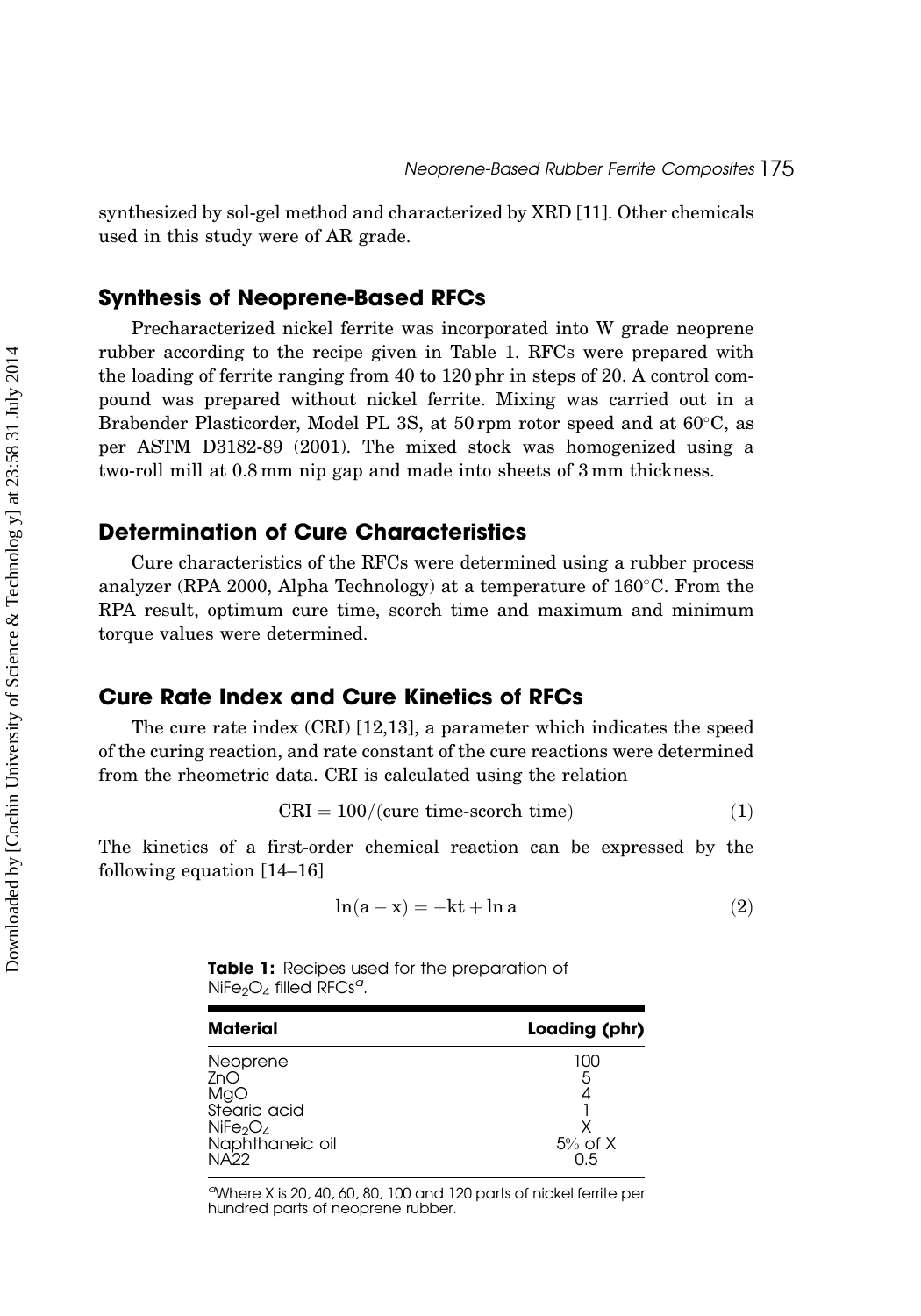synthesized by sol-gel method and characterized by XRD [11]. Other chemicals used in this study were of AR grade.

## Synthesis of Neoprene-Based RFCs

Precharacterized nickel ferrite was incorporated into W grade neoprene rubber according to the recipe given in Table 1. RFCs were prepared with the loading of ferrite ranging from 40 to 120 phr in steps of 20. A control compound was prepared without nickel ferrite. Mixing was carried out in a Brabender Plasticorder, Model PL 3S, at 50 rpm rotor speed and at 60°C, as per ASTM D3182-89 (2001). The mixed stock was homogenized using a two-roll mill at 0.8 mm nip gap and made into sheets of 3 mm thickness.

## Determination of Cure Characteristics

Cure characteristics of the RFCs were determined using a rubber process analyzer (RPA 2000, Alpha Technology) at a temperature of 160°C. From the RPA result, optimum cure time, scorch time and maximum and minimum torque values were determined.

## Cure Rate Index and Cure Kinetics of RFCs

The cure rate index (CRI) [12,13], a parameter which indicates the speed of the curing reaction, and rate constant of the cure reactions were determined from the rheometric data. CRI is calculated using the relation

$$\mathrm{CRI} = 100/(\text{cure time-scorch time}) \tag{1}$$

The kinetics of a first-order chemical reaction can be expressed by the following equation [14–16]

$$\ln(a - x) = -kt + \ln a \tag{2}$$

**Table 1:** Recipes used for the preparation of $NiFe_2O_4$ filled RFCs[a].

| Material | Loading (phr) |
|---|---|
| Neoprene | 100 |
| ZnO | 5 |
| MgO | 4 |
| Stearic acid | 1 |
| $NiFe_2O_4$ | X |
| Naphthaneic oil | 5% of X |
| NA22 | 0.5 |

[a]Where X is 20, 40, 60, 80, 100 and 120 parts of nickel ferrite per hundred parts of neoprene rubber.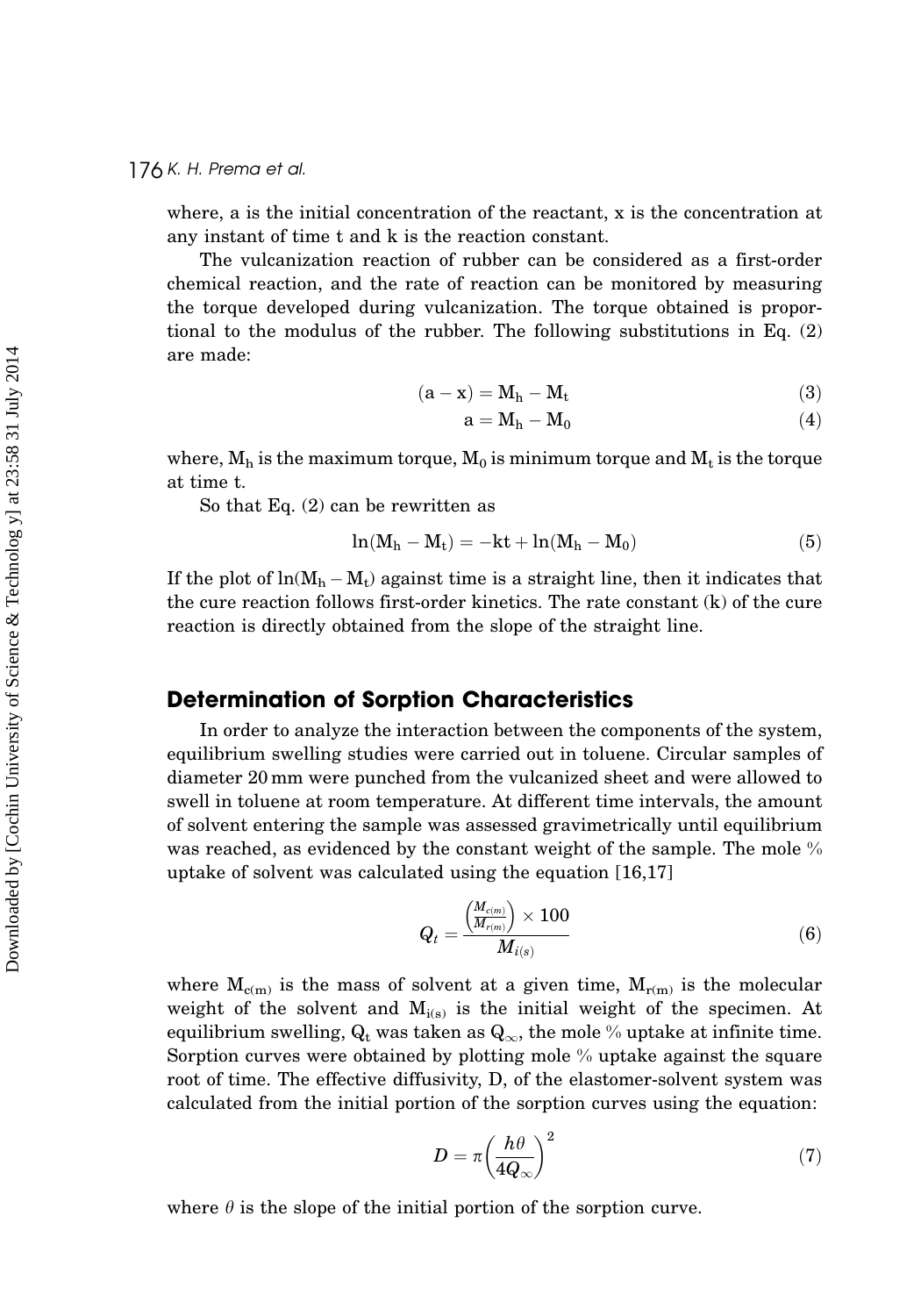where, a is the initial concentration of the reactant, x is the concentration at any instant of time t and k is the reaction constant.

The vulcanization reaction of rubber can be considered as a first-order chemical reaction, and the rate of reaction can be monitored by measuring the torque developed during vulcanization. The torque obtained is proportional to the modulus of the rubber. The following substitutions in Eq. (2) are made:

$$(\mathrm{a} - \mathrm{x}) = \mathrm{M_h} - \mathrm{M_t} \tag{3}$$

$$\mathrm{a} = \mathrm{M_h} - \mathrm{M_0} \tag{4}$$

where, $M_h$ is the maximum torque, $M_0$ is minimum torque and $M_t$ is the torque at time t.

So that Eq. (2) can be rewritten as

$$\ln(\mathrm{M_h} - \mathrm{M_t}) = -\mathrm{kt} + \ln(\mathrm{M_h} - \mathrm{M_0}) \tag{5}$$

If the plot of $\ln(M_h - M_t)$ against time is a straight line, then it indicates that the cure reaction follows first-order kinetics. The rate constant (k) of the cure reaction is directly obtained from the slope of the straight line.

## Determination of Sorption Characteristics

In order to analyze the interaction between the components of the system, equilibrium swelling studies were carried out in toluene. Circular samples of diameter 20 mm were punched from the vulcanized sheet and were allowed to swell in toluene at room temperature. At different time intervals, the amount of solvent entering the sample was assessed gravimetrically until equilibrium was reached, as evidenced by the constant weight of the sample. The mole % uptake of solvent was calculated using the equation [16,17]

$$Q_t = \frac{\left(\frac{M_{c(m)}}{M_{r(m)}}\right) \times 100}{M_{i(s)}} \tag{6}$$

where $M_{c(m)}$ is the mass of solvent at a given time, $M_{r(m)}$ is the molecular weight of the solvent and $M_{i(s)}$ is the initial weight of the specimen. At equilibrium swelling, $Q_t$ was taken as $Q_\infty$, the mole % uptake at infinite time. Sorption curves were obtained by plotting mole % uptake against the square root of time. The effective diffusivity, D, of the elastomer-solvent system was calculated from the initial portion of the sorption curves using the equation:

$$D = \pi\left(\frac{h\theta}{4Q_\infty}\right)^2 \tag{7}$$

where $\theta$ is the slope of the initial portion of the sorption curve.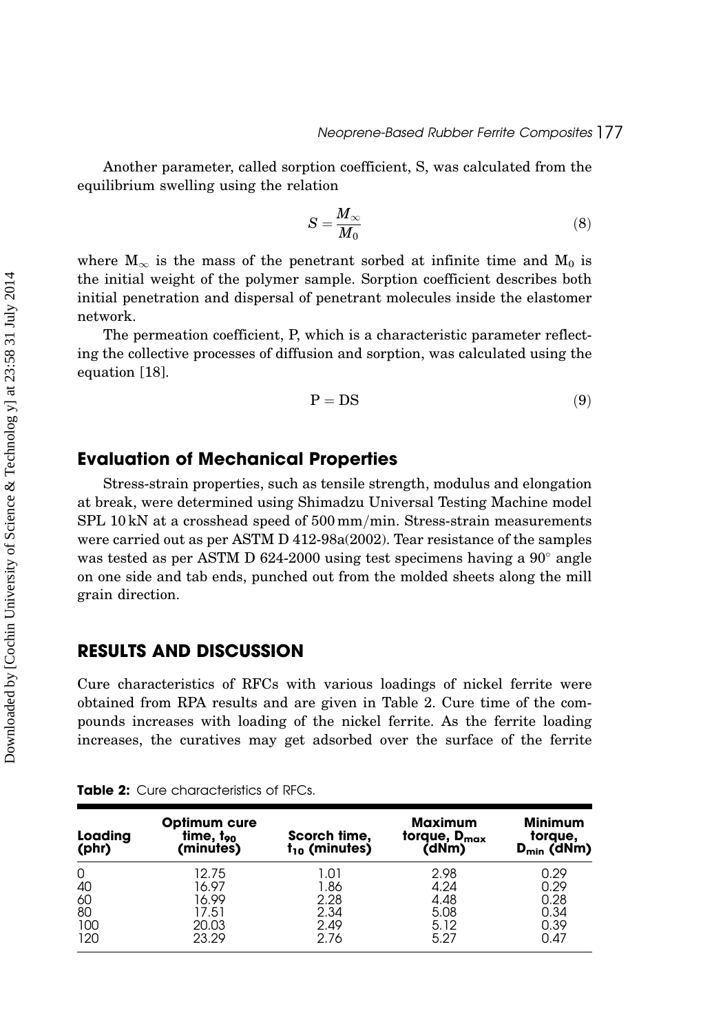Another parameter, called sorption coefficient, S, was calculated from the equilibrium swelling using the relation

$$S = \frac{M_\infty}{M_0} \tag{8}$$

where $M_\infty$ is the mass of the penetrant sorbed at infinite time and $M_0$ is the initial weight of the polymer sample. Sorption coefficient describes both initial penetration and dispersal of penetrant molecules inside the elastomer network.

The permeation coefficient, P, which is a characteristic parameter reflecting the collective processes of diffusion and sorption, was calculated using the equation [18].

$$P = DS \tag{9}$$

## Evaluation of Mechanical Properties

Stress-strain properties, such as tensile strength, modulus and elongation at break, were determined using Shimadzu Universal Testing Machine model SPL 10 kN at a crosshead speed of 500 mm/min. Stress-strain measurements were carried out as per ASTM D 412-98a(2002). Tear resistance of the samples was tested as per ASTM D 624-2000 using test specimens having a 90° angle on one side and tab ends, punched out from the molded sheets along the mill grain direction.

## RESULTS AND DISCUSSION

Cure characteristics of RFCs with various loadings of nickel ferrite were obtained from RPA results and are given in Table 2. Cure time of the compounds increases with loading of the nickel ferrite. As the ferrite loading increases, the curatives may get adsorbed over the surface of the ferrite

**Table 2:** Cure characteristics of RFCs.

| Loading (phr) | Optimum cure time, $t_{90}$ (minutes) | Scorch time, $t_{10}$ (minutes) | Maximum torque, $D_{max}$ (dNm) | Minimum torque, $D_{min}$ (dNm) |
|---|---|---|---|---|
| 0 | 12.75 | 1.01 | 2.98 | 0.29 |
| 40 | 16.97 | 1.86 | 4.24 | 0.29 |
| 60 | 16.99 | 2.28 | 4.48 | 0.28 |
| 80 | 17.51 | 2.34 | 5.08 | 0.34 |
| 100 | 20.03 | 2.49 | 5.12 | 0.39 |
| 120 | 23.29 | 2.76 | 5.27 | 0.47 |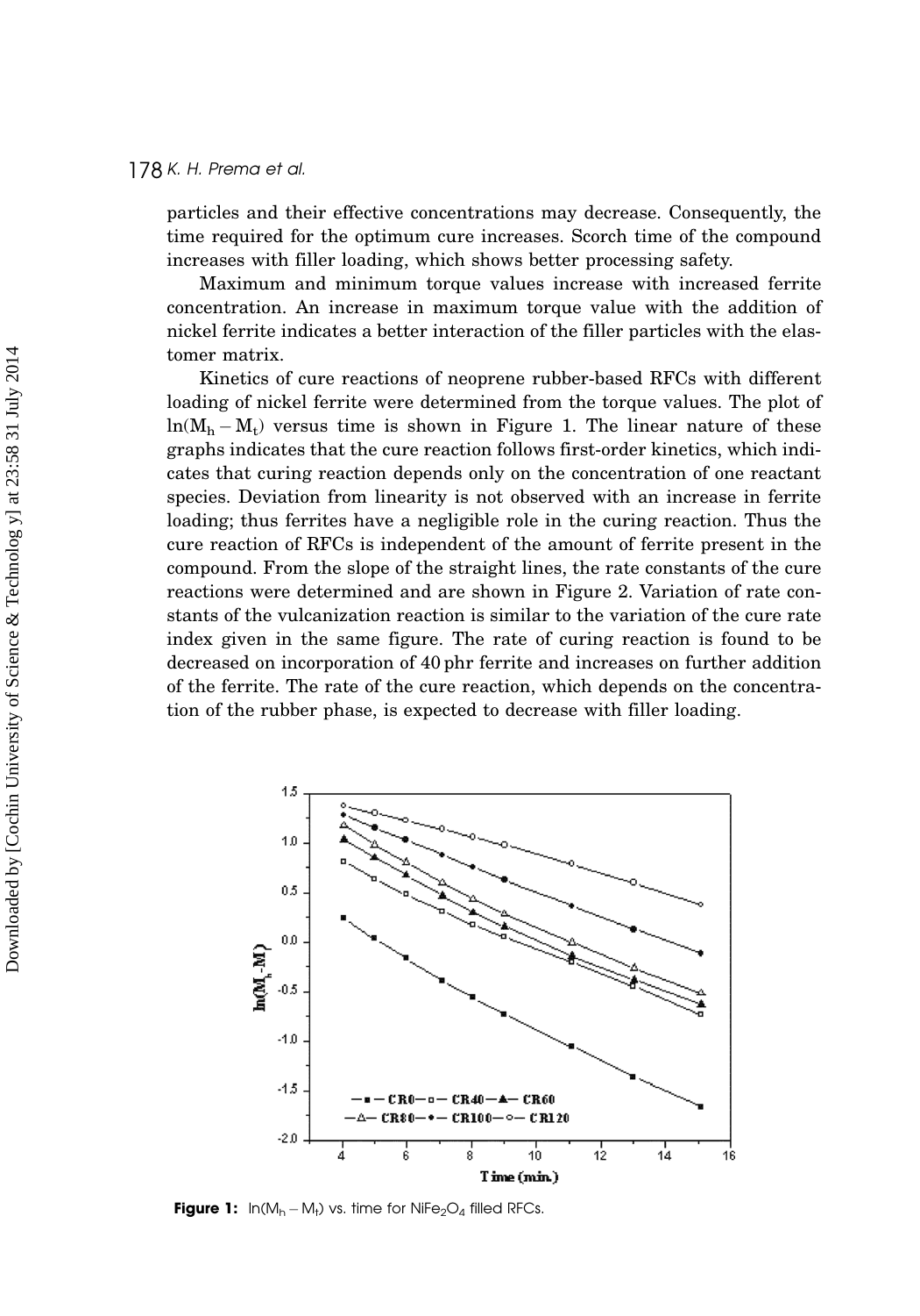particles and their effective concentrations may decrease. Consequently, the time required for the optimum cure increases. Scorch time of the compound increases with filler loading, which shows better processing safety.

Maximum and minimum torque values increase with increased ferrite concentration. An increase in maximum torque value with the addition of nickel ferrite indicates a better interaction of the filler particles with the elastomer matrix.

Kinetics of cure reactions of neoprene rubber-based RFCs with different loading of nickel ferrite were determined from the torque values. The plot of $\ln(M_h - M_t)$ versus time is shown in Figure 1. The linear nature of these graphs indicates that the cure reaction follows first-order kinetics, which indicates that curing reaction depends only on the concentration of one reactant species. Deviation from linearity is not observed with an increase in ferrite loading; thus ferrites have a negligible role in the curing reaction. Thus the cure reaction of RFCs is independent of the amount of ferrite present in the compound. From the slope of the straight lines, the rate constants of the cure reactions were determined and are shown in Figure 2. Variation of rate constants of the vulcanization reaction is similar to the variation of the cure rate index given in the same figure. The rate of curing reaction is found to be decreased on incorporation of 40 phr ferrite and increases on further addition of the ferrite. The rate of the cure reaction, which depends on the concentration of the rubber phase, is expected to decrease with filler loading.

**Figure 1:** $\ln(M_h - M_t)$ vs. time for $NiFe_2O_4$ filled RFCs.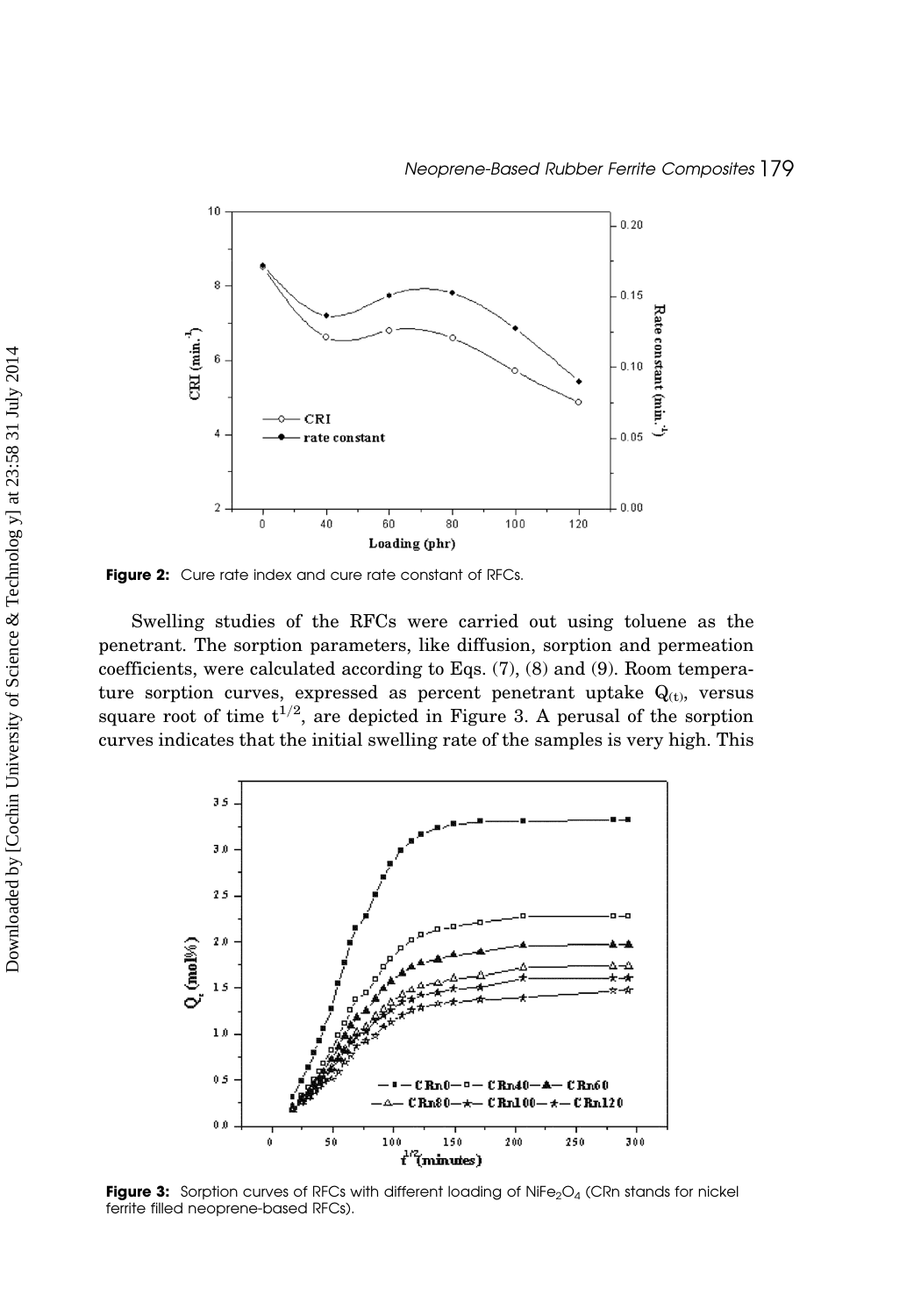**Figure 2:** Cure rate index and cure rate constant of RFCs.

Swelling studies of the RFCs were carried out using toluene as the penetrant. The sorption parameters, like diffusion, sorption and permeation coefficients, were calculated according to Eqs. (7), (8) and (9). Room temperature sorption curves, expressed as percent penetrant uptake $Q_{(t)}$, versus square root of time $t^{1/2}$, are depicted in Figure 3. A perusal of the sorption curves indicates that the initial swelling rate of the samples is very high. This

**Figure 3:** Sorption curves of RFCs with different loading of $NiFe_2O_4$ (CRn stands for nickel ferrite filled neoprene-based RFCs).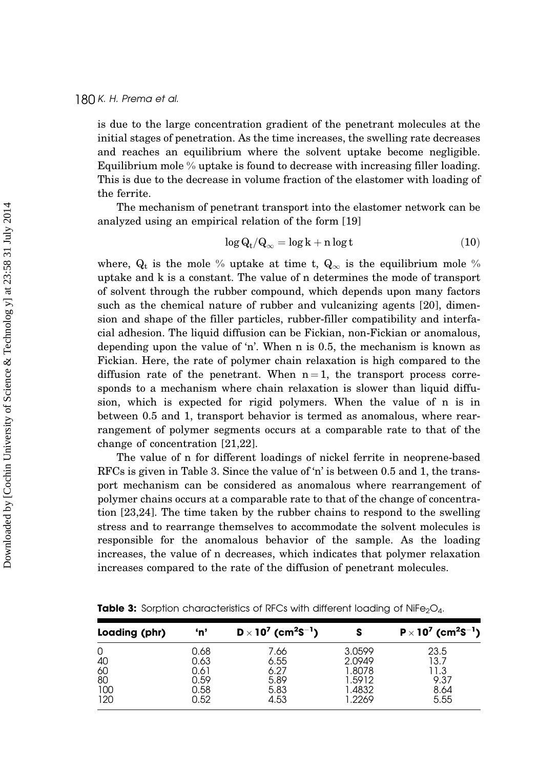is due to the large concentration gradient of the penetrant molecules at the initial stages of penetration. As the time increases, the swelling rate decreases and reaches an equilibrium where the solvent uptake become negligible. Equilibrium mole % uptake is found to decrease with increasing filler loading. This is due to the decrease in volume fraction of the elastomer with loading of the ferrite.

The mechanism of penetrant transport into the elastomer network can be analyzed using an empirical relation of the form [19]

$$\log Q_t/Q_\infty = \log k + n \log t \tag{10}$$

where, $Q_t$ is the mole % uptake at time t, $Q_\infty$ is the equilibrium mole % uptake and k is a constant. The value of n determines the mode of transport of solvent through the rubber compound, which depends upon many factors such as the chemical nature of rubber and vulcanizing agents [20], dimension and shape of the filler particles, rubber-filler compatibility and interfacial adhesion. The liquid diffusion can be Fickian, non-Fickian or anomalous, depending upon the value of 'n'. When n is 0.5, the mechanism is known as Fickian. Here, the rate of polymer chain relaxation is high compared to the diffusion rate of the penetrant. When $n = 1$, the transport process corresponds to a mechanism where chain relaxation is slower than liquid diffusion, which is expected for rigid polymers. When the value of n is in between 0.5 and 1, transport behavior is termed as anomalous, where rearrangement of polymer segments occurs at a comparable rate to that of the change of concentration [21,22].

The value of n for different loadings of nickel ferrite in neoprene-based RFCs is given in Table 3. Since the value of 'n' is between 0.5 and 1, the transport mechanism can be considered as anomalous where rearrangement of polymer chains occurs at a comparable rate to that of the change of concentration [23,24]. The time taken by the rubber chains to respond to the swelling stress and to rearrange themselves to accommodate the solvent molecules is responsible for the anomalous behavior of the sample. As the loading increases, the value of n decreases, which indicates that polymer relaxation increases compared to the rate of the diffusion of penetrant molecules.

**Table 3:** Sorption characteristics of RFCs with different loading of $NiFe_2O_4$.

| Loading (phr) | 'n' | $D \times 10^7$ ($cm^2S^{-1}$) | S | $P \times 10^7$ ($cm^2S^{-1}$) |
|---|---|---|---|---|
| 0 | 0.68 | 7.66 | 3.0599 | 23.5 |
| 40 | 0.63 | 6.55 | 2.0949 | 13.7 |
| 60 | 0.61 | 6.27 | 1.8078 | 11.3 |
| 80 | 0.59 | 5.89 | 1.5912 | 9.37 |
| 100 | 0.58 | 5.83 | 1.4832 | 8.64 |
| 120 | 0.52 | 4.53 | 1.2269 | 5.55 |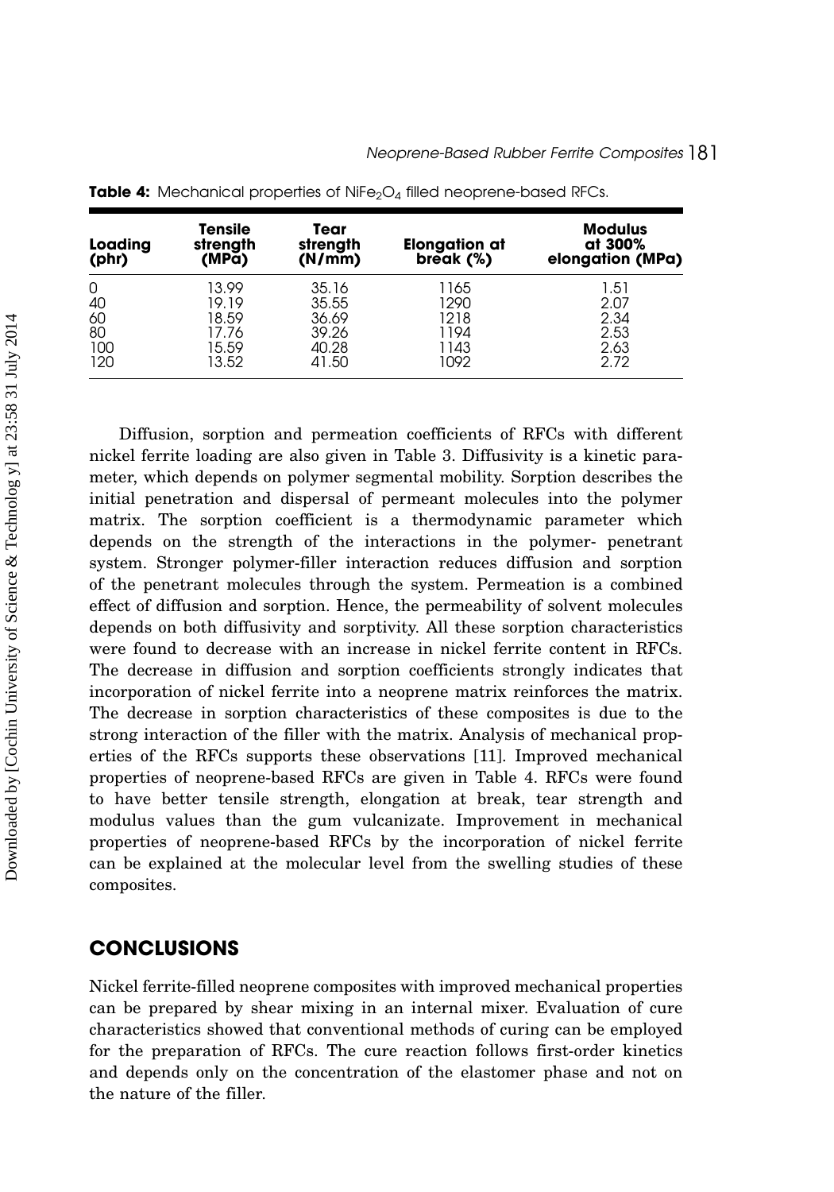**Table 4:** Mechanical properties of $NiFe_2O_4$ filled neoprene-based RFCs.

| Loading (phr) | Tensile strength (MPa) | Tear strength (N/mm) | Elongation at break (%) | Modulus at 300% elongation (MPa) |
|---|---|---|---|---|
| 0 | 13.99 | 35.16 | 1165 | 1.51 |
| 40 | 19.19 | 35.55 | 1290 | 2.07 |
| 60 | 18.59 | 36.69 | 1218 | 2.34 |
| 80 | 17.76 | 39.26 | 1194 | 2.53 |
| 100 | 15.59 | 40.28 | 1143 | 2.63 |
| 120 | 13.52 | 41.50 | 1092 | 2.72 |

Diffusion, sorption and permeation coefficients of RFCs with different nickel ferrite loading are also given in Table 3. Diffusivity is a kinetic parameter, which depends on polymer segmental mobility. Sorption describes the initial penetration and dispersal of permeant molecules into the polymer matrix. The sorption coefficient is a thermodynamic parameter which depends on the strength of the interactions in the polymer- penetrant system. Stronger polymer-filler interaction reduces diffusion and sorption of the penetrant molecules through the system. Permeation is a combined effect of diffusion and sorption. Hence, the permeability of solvent molecules depends on both diffusivity and sorptivity. All these sorption characteristics were found to decrease with an increase in nickel ferrite content in RFCs. The decrease in diffusion and sorption coefficients strongly indicates that incorporation of nickel ferrite into a neoprene matrix reinforces the matrix. The decrease in sorption characteristics of these composites is due to the strong interaction of the filler with the matrix. Analysis of mechanical properties of the RFCs supports these observations [11]. Improved mechanical properties of neoprene-based RFCs are given in Table 4. RFCs were found to have better tensile strength, elongation at break, tear strength and modulus values than the gum vulcanizate. Improvement in mechanical properties of neoprene-based RFCs by the incorporation of nickel ferrite can be explained at the molecular level from the swelling studies of these composites.

## CONCLUSIONS

Nickel ferrite-filled neoprene composites with improved mechanical properties can be prepared by shear mixing in an internal mixer. Evaluation of cure characteristics showed that conventional methods of curing can be employed for the preparation of RFCs. The cure reaction follows first-order kinetics and depends only on the concentration of the elastomer phase and not on the nature of the filler.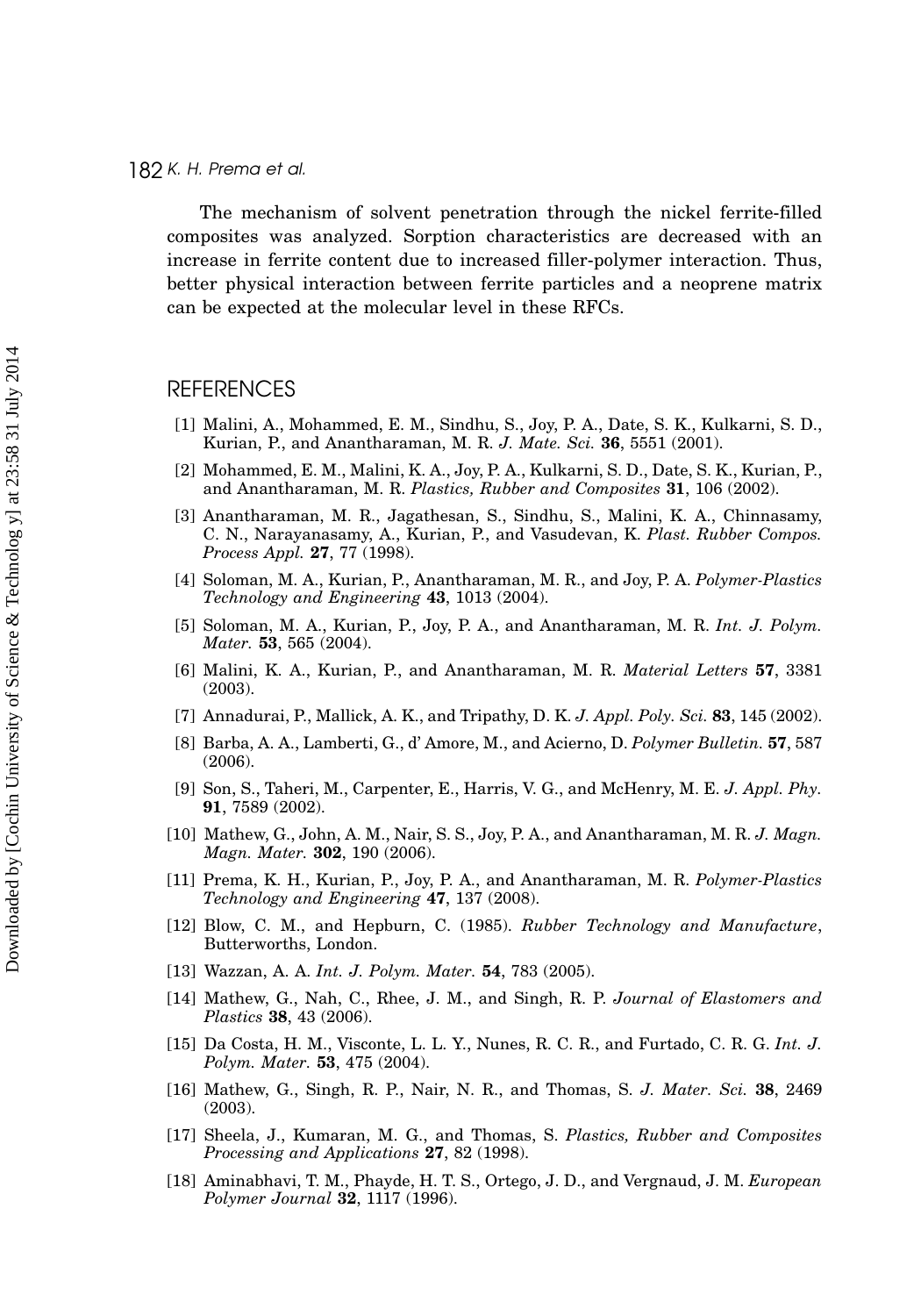The mechanism of solvent penetration through the nickel ferrite-filled composites was analyzed. Sorption characteristics are decreased with an increase in ferrite content due to increased filler-polymer interaction. Thus, better physical interaction between ferrite particles and a neoprene matrix can be expected at the molecular level in these RFCs.

## REFERENCES

[1] Malini, A., Mohammed, E. M., Sindhu, S., Joy, P. A., Date, S. K., Kulkarni, S. D., Kurian, P., and Anantharaman, M. R. *J. Mate. Sci.* **36**, 5551 (2001).

[2] Mohammed, E. M., Malini, K. A., Joy, P. A., Kulkarni, S. D., Date, S. K., Kurian, P., and Anantharaman, M. R. *Plastics, Rubber and Composites* **31**, 106 (2002).

[3] Anantharaman, M. R., Jagathesan, S., Sindhu, S., Malini, K. A., Chinnasamy, C. N., Narayanasamy, A., Kurian, P., and Vasudevan, K. *Plast. Rubber Compos. Process Appl.* **27**, 77 (1998).

[4] Soloman, M. A., Kurian, P., Anantharaman, M. R., and Joy, P. A. *Polymer-Plastics Technology and Engineering* **43**, 1013 (2004).

[5] Soloman, M. A., Kurian, P., Joy, P. A., and Anantharaman, M. R. *Int. J. Polym. Mater.* **53**, 565 (2004).

[6] Malini, K. A., Kurian, P., and Anantharaman, M. R. *Material Letters* **57**, 3381 (2003).

[7] Annadurai, P., Mallick, A. K., and Tripathy, D. K. *J. Appl. Poly. Sci.* **83**, 145 (2002).

[8] Barba, A. A., Lamberti, G., d' Amore, M., and Acierno, D. *Polymer Bulletin.* **57**, 587 (2006).

[9] Son, S., Taheri, M., Carpenter, E., Harris, V. G., and McHenry, M. E. *J. Appl. Phy.* **91**, 7589 (2002).

[10] Mathew, G., John, A. M., Nair, S. S., Joy, P. A., and Anantharaman, M. R. *J. Magn. Magn. Mater.* **302**, 190 (2006).

[11] Prema, K. H., Kurian, P., Joy, P. A., and Anantharaman, M. R. *Polymer-Plastics Technology and Engineering* **47**, 137 (2008).

[12] Blow, C. M., and Hepburn, C. (1985). *Rubber Technology and Manufacture*, Butterworths, London.

[13] Wazzan, A. A. *Int. J. Polym. Mater.* **54**, 783 (2005).

[14] Mathew, G., Nah, C., Rhee, J. M., and Singh, R. P. *Journal of Elastomers and Plastics* **38**, 43 (2006).

[15] Da Costa, H. M., Visconte, L. L. Y., Nunes, R. C. R., and Furtado, C. R. G. *Int. J. Polym. Mater.* **53**, 475 (2004).

[16] Mathew, G., Singh, R. P., Nair, N. R., and Thomas, S. *J. Mater. Sci.* **38**, 2469 (2003).

[17] Sheela, J., Kumaran, M. G., and Thomas, S. *Plastics, Rubber and Composites Processing and Applications* **27**, 82 (1998).

[18] Aminabhavi, T. M., Phayde, H. T. S., Ortego, J. D., and Vergnaud, J. M. *European Polymer Journal* **32**, 1117 (1996).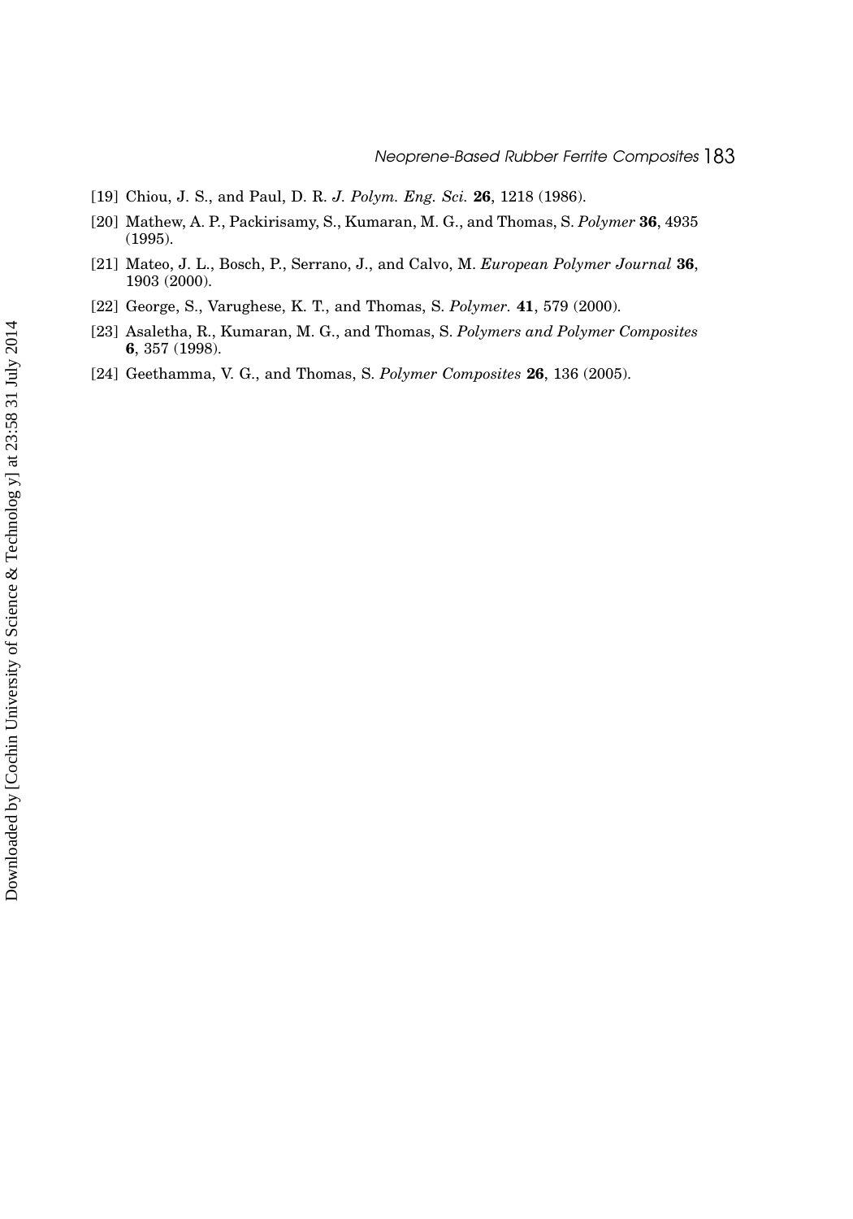[19] Chiou, J. S., and Paul, D. R. *J. Polym. Eng. Sci.* **26**, 1218 (1986).

[20] Mathew, A. P., Packirisamy, S., Kumaran, M. G., and Thomas, S. *Polymer* **36**, 4935 (1995).

[21] Mateo, J. L., Bosch, P., Serrano, J., and Calvo, M. *European Polymer Journal* **36**, 1903 (2000).

[22] George, S., Varughese, K. T., and Thomas, S. *Polymer.* **41**, 579 (2000).

[23] Asaletha, R., Kumaran, M. G., and Thomas, S. *Polymers and Polymer Composites* **6**, 357 (1998).

[24] Geethamma, V. G., and Thomas, S. *Polymer Composites* **26**, 136 (2005).